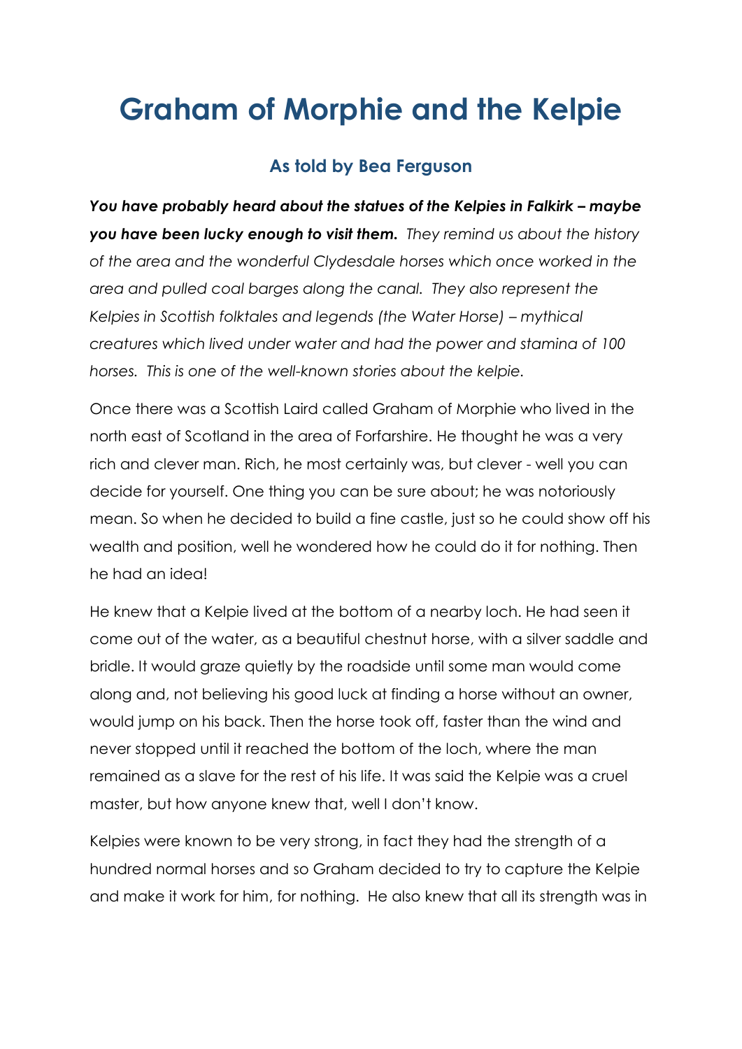# Graham of Morphie and the Kelpie

### As told by Bea Ferguson

***You have probably heard about the statues of the Kelpies in Falkirk – maybe you have been lucky enough to visit them.*** *They remind us about the history of the area and the wonderful Clydesdale horses which once worked in the area and pulled coal barges along the canal. They also represent the Kelpies in Scottish folktales and legends (the Water Horse) – mythical creatures which lived under water and had the power and stamina of 100 horses. This is one of the well-known stories about the kelpie.*

Once there was a Scottish Laird called Graham of Morphie who lived in the north east of Scotland in the area of Forfarshire. He thought he was a very rich and clever man. Rich, he most certainly was, but clever - well you can decide for yourself. One thing you can be sure about; he was notoriously mean. So when he decided to build a fine castle, just so he could show off his wealth and position, well he wondered how he could do it for nothing. Then he had an idea!

He knew that a Kelpie lived at the bottom of a nearby loch. He had seen it come out of the water, as a beautiful chestnut horse, with a silver saddle and bridle. It would graze quietly by the roadside until some man would come along and, not believing his good luck at finding a horse without an owner, would jump on his back. Then the horse took off, faster than the wind and never stopped until it reached the bottom of the loch, where the man remained as a slave for the rest of his life. It was said the Kelpie was a cruel master, but how anyone knew that, well I don't know.

Kelpies were known to be very strong, in fact they had the strength of a hundred normal horses and so Graham decided to try to capture the Kelpie and make it work for him, for nothing. He also knew that all its strength was in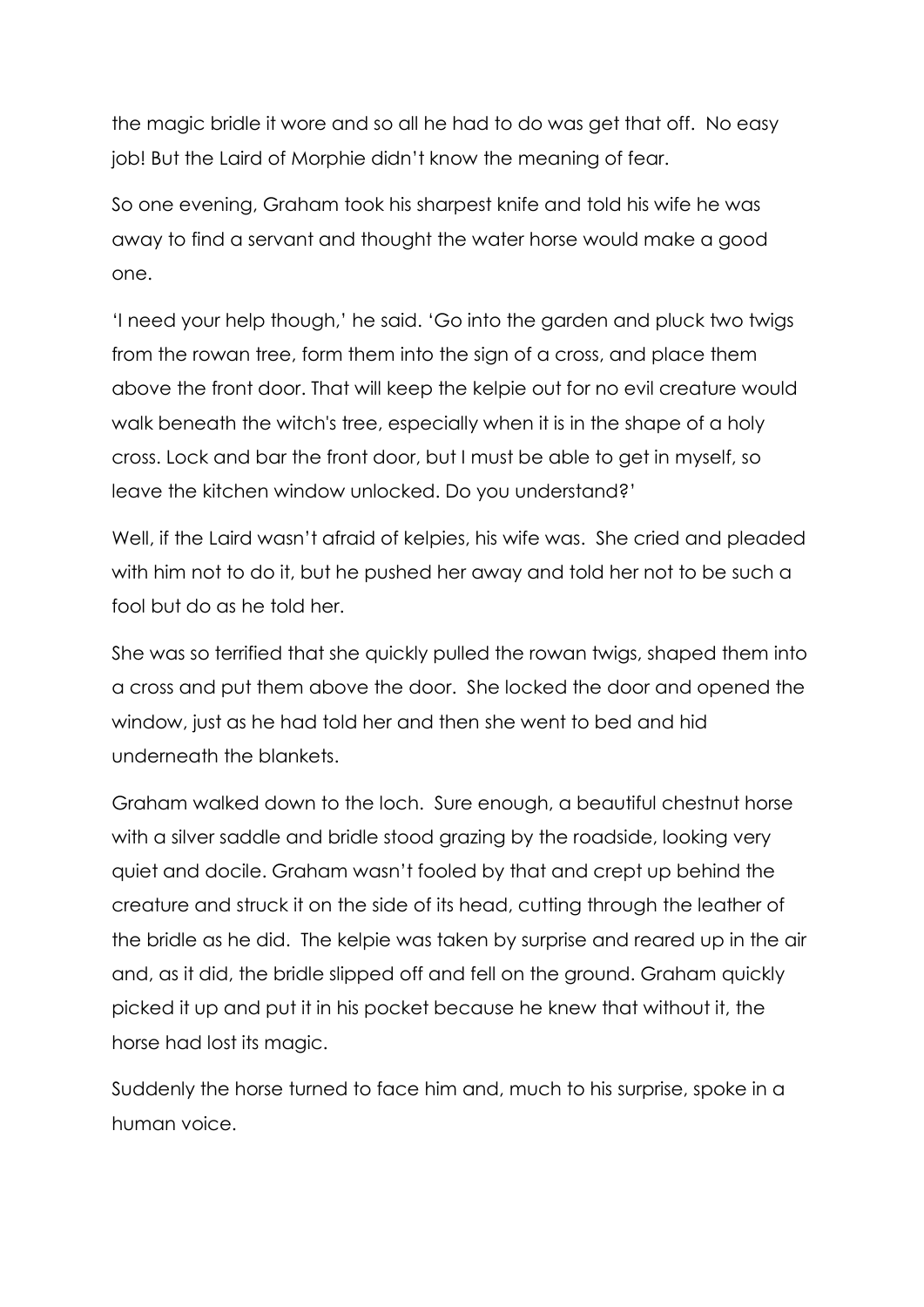the magic bridle it wore and so all he had to do was get that off. No easy job! But the Laird of Morphie didn't know the meaning of fear.

So one evening, Graham took his sharpest knife and told his wife he was away to find a servant and thought the water horse would make a good one.

'I need your help though,' he said. 'Go into the garden and pluck two twigs from the rowan tree, form them into the sign of a cross, and place them above the front door. That will keep the kelpie out for no evil creature would walk beneath the witch's tree, especially when it is in the shape of a holy cross. Lock and bar the front door, but I must be able to get in myself, so leave the kitchen window unlocked. Do you understand?'

Well, if the Laird wasn't afraid of kelpies, his wife was. She cried and pleaded with him not to do it, but he pushed her away and told her not to be such a fool but do as he told her.

She was so terrified that she quickly pulled the rowan twigs, shaped them into a cross and put them above the door. She locked the door and opened the window, just as he had told her and then she went to bed and hid underneath the blankets.

Graham walked down to the loch. Sure enough, a beautiful chestnut horse with a silver saddle and bridle stood grazing by the roadside, looking very quiet and docile. Graham wasn't fooled by that and crept up behind the creature and struck it on the side of its head, cutting through the leather of the bridle as he did. The kelpie was taken by surprise and reared up in the air and, as it did, the bridle slipped off and fell on the ground. Graham quickly picked it up and put it in his pocket because he knew that without it, the horse had lost its magic.

Suddenly the horse turned to face him and, much to his surprise, spoke in a human voice.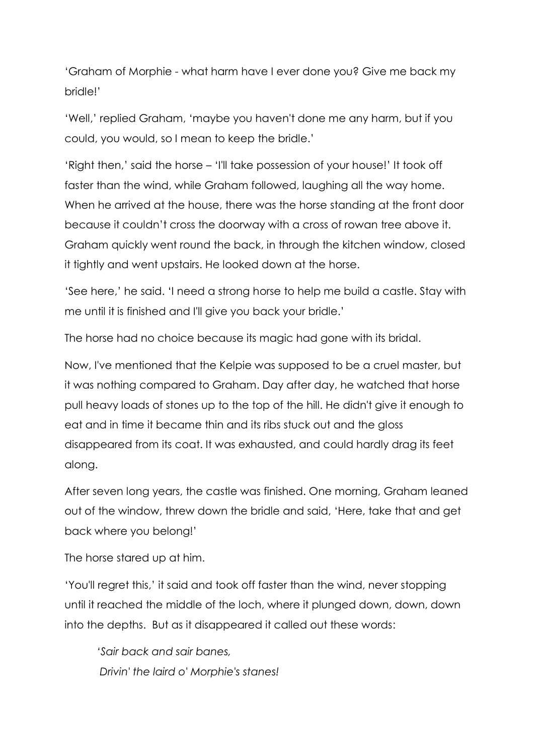'Graham of Morphie - what harm have I ever done you? Give me back my bridle!'

'Well,' replied Graham, 'maybe you haven't done me any harm, but if you could, you would, so I mean to keep the bridle.'

'Right then,' said the horse – 'I'll take possession of your house!' It took off faster than the wind, while Graham followed, laughing all the way home. When he arrived at the house, there was the horse standing at the front door because it couldn't cross the doorway with a cross of rowan tree above it. Graham quickly went round the back, in through the kitchen window, closed it tightly and went upstairs. He looked down at the horse.

'See here,' he said. 'I need a strong horse to help me build a castle. Stay with me until it is finished and I'll give you back your bridle.'

The horse had no choice because its magic had gone with its bridal.

Now, I've mentioned that the Kelpie was supposed to be a cruel master, but it was nothing compared to Graham. Day after day, he watched that horse pull heavy loads of stones up to the top of the hill. He didn't give it enough to eat and in time it became thin and its ribs stuck out and the gloss disappeared from its coat. It was exhausted, and could hardly drag its feet along.

After seven long years, the castle was finished. One morning, Graham leaned out of the window, threw down the bridle and said, 'Here, take that and get back where you belong!'

The horse stared up at him.

'You'll regret this,' it said and took off faster than the wind, never stopping until it reached the middle of the loch, where it plunged down, down, down into the depths. But as it disappeared it called out these words:

> *'Sair back and sair banes,*
> *Drivin' the laird o' Morphie's stanes!*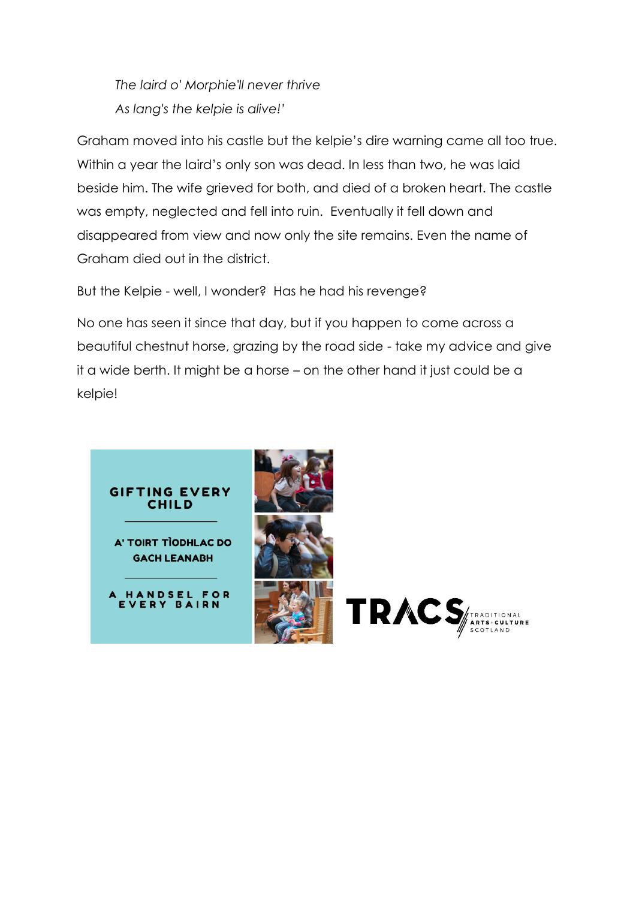*The laird o' Morphie'll never thrive*
*As lang's the kelpie is alive!'*

Graham moved into his castle but the kelpie's dire warning came all too true. Within a year the laird's only son was dead. In less than two, he was laid beside him. The wife grieved for both, and died of a broken heart. The castle was empty, neglected and fell into ruin. Eventually it fell down and disappeared from view and now only the site remains. Even the name of Graham died out in the district.

But the Kelpie - well, I wonder? Has he had his revenge?

No one has seen it since that day, but if you happen to come across a beautiful chestnut horse, grazing by the road side - take my advice and give it a wide berth. It might be a horse – on the other hand it just could be a kelpie!

GIFTING EVERY CHILD

A' TOIRT TÌODHLAC DO GACH LEANABH

A HANDSEL FOR EVERY BAIRN

TRACS TRADITIONAL ARTS+CULTURE SCOTLAND